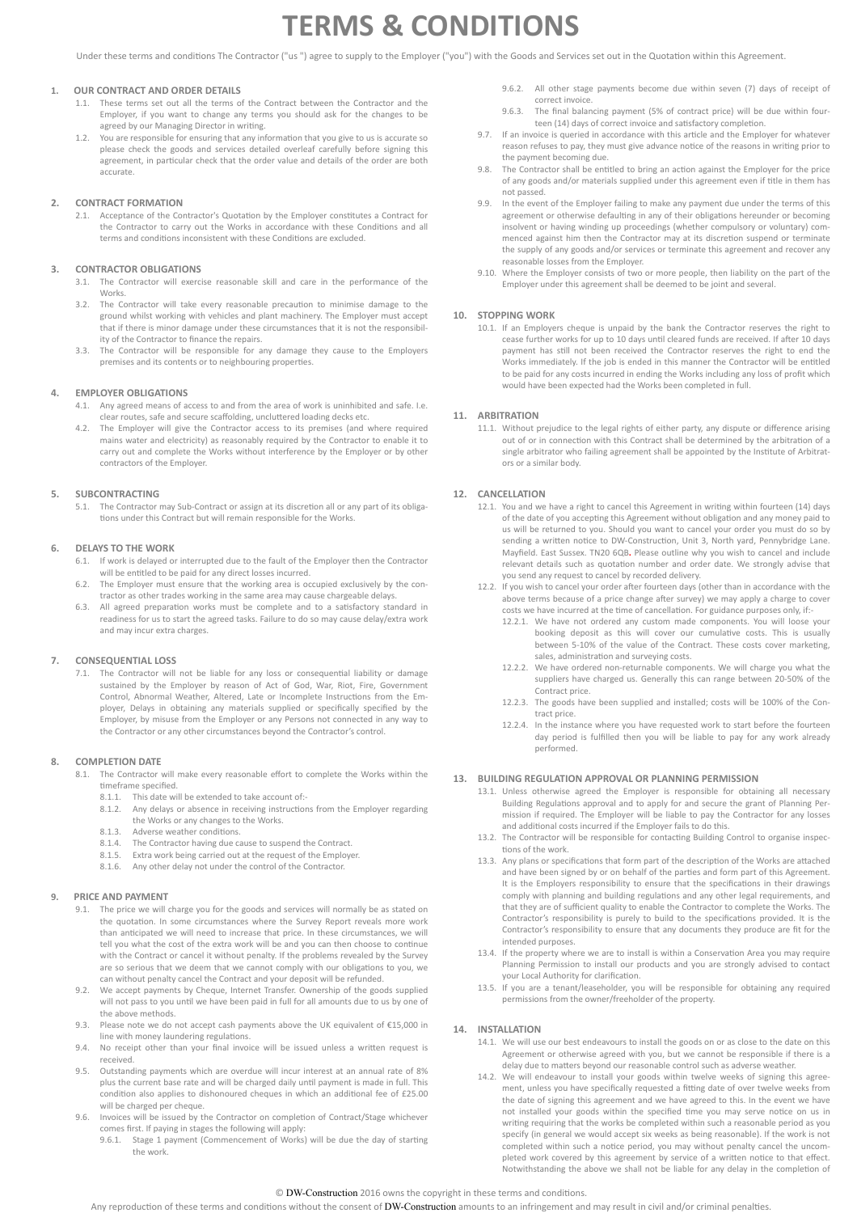# TERMS & CONDITIONS

Under these terms and conditions The Contractor ("us ") agree to supply to the Employer ("you") with the Goods and Services set out in the Quotation within this Agreement.

**1. OUR CONTRACT AND ORDER DETAILS**

1.1. These terms set out all the terms of the Contract between the Contractor and the Employer, if you want to change any terms you should ask for the changes to be agreed by our Managing Director in writing.

1.2. You are responsible for ensuring that any information that you give to us is accurate so please check the goods and services detailed overleaf carefully before signing this agreement, in particular check that the order value and details of the order are both accurate.

**2. CONTRACT FORMATION**

2.1. Acceptance of the Contractor's Quotation by the Employer constitutes a Contract for the Contractor to carry out the Works in accordance with these Conditions and all terms and conditions inconsistent with these Conditions are excluded.

**3. CONTRACTOR OBLIGATIONS**

3.1. The Contractor will exercise reasonable skill and care in the performance of the Works.

3.2. The Contractor will take every reasonable precaution to minimise damage to the ground whilst working with vehicles and plant machinery. The Employer must accept that if there is minor damage under these circumstances that it is not the responsibility of the Contractor to finance the repairs.

3.3. The Contractor will be responsible for any damage they cause to the Employers premises and its contents or to neighbouring properties.

**4. EMPLOYER OBLIGATIONS**

4.1. Any agreed means of access to and from the area of work is uninhibited and safe. I.e. clear routes, safe and secure scaffolding, uncluttered loading decks etc.

4.2. The Employer will give the Contractor access to its premises (and where required mains water and electricity) as reasonably required by the Contractor to enable it to carry out and complete the Works without interference by the Employer or by other contractors of the Employer.

**5. SUBCONTRACTING**

5.1. The Contractor may Sub-Contract or assign at its discretion all or any part of its obligations under this Contract but will remain responsible for the Works.

**6. DELAYS TO THE WORK**

6.1. If work is delayed or interrupted due to the fault of the Employer then the Contractor will be entitled to be paid for any direct losses incurred.

6.2. The Employer must ensure that the working area is occupied exclusively by the contractor as other trades working in the same area may cause chargeable delays.

6.3. All agreed preparation works must be complete and to a satisfactory standard in readiness for us to start the agreed tasks. Failure to do so may cause delay/extra work and may incur extra charges.

**7. CONSEQUENTIAL LOSS**

7.1. The Contractor will not be liable for any loss or consequential liability or damage sustained by the Employer by reason of Act of God, War, Riot, Fire, Government Control, Abnormal Weather, Altered, Late or Incomplete Instructions from the Employer, Delays in obtaining any materials supplied or specifically specified by the Employer, by misuse from the Employer or any Persons not connected in any way to the Contractor or any other circumstances beyond the Contractor's control.

**8. COMPLETION DATE**

8.1. The Contractor will make every reasonable effort to complete the Works within the timeframe specified.

- 8.1.1. This date will be extended to take account of:-
- 8.1.2. Any delays or absence in receiving instructions from the Employer regarding the Works or any changes to the Works.
- 8.1.3. Adverse weather conditions.
- 8.1.4. The Contractor having due cause to suspend the Contract.
- 8.1.5. Extra work being carried out at the request of the Employer.
- 8.1.6. Any other delay not under the control of the Contractor.

**9. PRICE AND PAYMENT**

9.1. The price we will charge you for the goods and services will normally be as stated on the quotation. In some circumstances where the Survey Report reveals more work than anticipated we will need to increase that price. In these circumstances, we will tell you what the cost of the extra work will be and you can then choose to continue with the Contract or cancel it without penalty. If the problems revealed by the Survey are so serious that we deem that we cannot comply with our obligations to you, we can without penalty cancel the Contract and your deposit will be refunded.

9.2. We accept payments by Cheque, Internet Transfer. Ownership of the goods supplied will not pass to you until we have been paid in full for all amounts due to us by one of the above methods.

9.3. Please note we do not accept cash payments above the UK equivalent of €15,000 in line with money laundering regulations.

9.4. No receipt other than your final invoice will be issued unless a written request is received.

9.5. Outstanding payments which are overdue will incur interest at an annual rate of 8% plus the current base rate and will be charged daily until payment is made in full. This condition also applies to dishonoured cheques in which an additional fee of £25.00 will be charged per cheque.

9.6. Invoices will be issued by the Contractor on completion of Contract/Stage whichever comes first. If paying in stages the following will apply:

- 9.6.1. Stage 1 payment (Commencement of Works) will be due the day of starting the work.
- 9.6.2. All other stage payments become due within seven (7) days of receipt of correct invoice.
- 9.6.3. The final balancing payment (5% of contract price) will be due within fourteen (14) days of correct invoice and satisfactory completion.

9.7. If an invoice is queried in accordance with this article and the Employer for whatever reason refuses to pay, they must give advance notice of the reasons in writing prior to the payment becoming due.

9.8. The Contractor shall be entitled to bring an action against the Employer for the price of any goods and/or materials supplied under this agreement even if title in them has not passed.

9.9. In the event of the Employer failing to make any payment due under the terms of this agreement or otherwise defaulting in any of their obligations hereunder or becoming insolvent or having winding up proceedings (whether compulsory or voluntary) commenced against him then the Contractor may at its discretion suspend or terminate the supply of any goods and/or services or terminate this agreement and recover any reasonable losses from the Employer.

9.10. Where the Employer consists of two or more people, then liability on the part of the Employer under this agreement shall be deemed to be joint and several.

**10. STOPPING WORK**

10.1. If an Employers cheque is unpaid by the bank the Contractor reserves the right to cease further works for up to 10 days until cleared funds are received. If after 10 days payment has still not been received the Contractor reserves the right to end the Works immediately. If the job is ended in this manner the Contractor will be entitled to be paid for any costs incurred in ending the Works including any loss of profit which would have been expected had the Works been completed in full.

**11. ARBITRATION**

11.1. Without prejudice to the legal rights of either party, any dispute or difference arising out of or in connection with this Contract shall be determined by the arbitration of a single arbitrator who failing agreement shall be appointed by the Institute of Arbitrators or a similar body.

**12. CANCELLATION**

12.1. You and we have a right to cancel this Agreement in writing within fourteen (14) days of the date of you accepting this Agreement without obligation and any money paid to us will be returned to you. Should you want to cancel your order you must do so by sending a written notice to DW-Construction, Unit 3, North yard, Pennybridge Lane. Mayfield. East Sussex. TN20 6QB**.** Please outline why you wish to cancel and include relevant details such as quotation number and order date. We strongly advise that you send any request to cancel by recorded delivery.

12.2. If you wish to cancel your order after fourteen days (other than in accordance with the above terms because of a price change after survey) we may apply a charge to cover costs we have incurred at the time of cancellation. For guidance purposes only, if:-

- 12.2.1. We have not ordered any custom made components. You will loose your booking deposit as this will cover our cumulative costs. This is usually between 5-10% of the value of the Contract. These costs cover marketing, sales, administration and surveying costs.
- 12.2.2. We have ordered non-returnable components. We will charge you what the suppliers have charged us. Generally this can range between 20-50% of the Contract price.
- 12.2.3. The goods have been supplied and installed; costs will be 100% of the Contract price.
- 12.2.4. In the instance where you have requested work to start before the fourteen day period is fulfilled then you will be liable to pay for any work already performed.

**13. BUILDING REGULATION APPROVAL OR PLANNING PERMISSION**

13.1. Unless otherwise agreed the Employer is responsible for obtaining all necessary Building Regulations approval and to apply for and secure the grant of Planning Permission if required. The Employer will be liable to pay the Contractor for any losses and additional costs incurred if the Employer fails to do this.

13.2. The Contractor will be responsible for contacting Building Control to organise inspections of the work.

13.3. Any plans or specifications that form part of the description of the Works are attached and have been signed by or on behalf of the parties and form part of this Agreement. It is the Employers responsibility to ensure that the specifications in their drawings comply with planning and building regulations and any other legal requirements, and that they are of sufficient quality to enable the Contractor to complete the Works. The Contractor's responsibility is purely to build to the specifications provided. It is the Contractor's responsibility to ensure that any documents they produce are fit for the intended purposes.

13.4. If the property where we are to install is within a Conservation Area you may require Planning Permission to install our products and you are strongly advised to contact your Local Authority for clarification.

13.5. If you are a tenant/leaseholder, you will be responsible for obtaining any required permissions from the owner/freeholder of the property.

**14. INSTALLATION**

14.1. We will use our best endeavours to install the goods on or as close to the date on this Agreement or otherwise agreed with you, but we cannot be responsible if there is a delay due to matters beyond our reasonable control such as adverse weather.

14.2. We will endeavour to install your goods within twelve weeks of signing this agreement, unless you have specifically requested a fitting date of over twelve weeks from the date of signing this agreement and we have agreed to this. In the event we have not installed your goods within the specified time you may serve notice on us in writing requiring that the works be completed within such a reasonable period as you specify (in general we would accept six weeks as being reasonable). If the work is not completed within such a notice period, you may without penalty cancel the uncompleted work covered by this agreement by service of a written notice to that effect. Notwithstanding the above we shall not be liable for any delay in the completion of

© DW-Construction 2016 owns the copyright in these terms and conditions.

Any reproduction of these terms and conditions without the consent of DW-Construction amounts to an infringement and may result in civil and/or criminal penalties.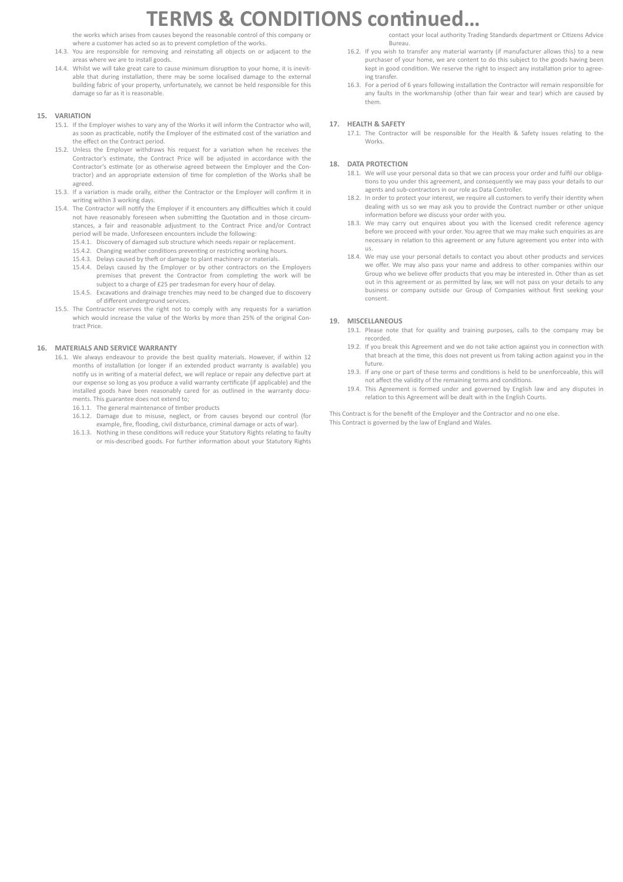# TERMS & CONDITIONS continued...

the works which arises from causes beyond the reasonable control of this company or where a customer has acted so as to prevent completion of the works.

14.3. You are responsible for removing and reinstating all objects on or adjacent to the areas where we are to install goods.

14.4. Whilst we will take great care to cause minimum disruption to your home, it is inevitable that during installation, there may be some localised damage to the external building fabric of your property, unfortunately, we cannot be held responsible for this damage so far as it is reasonable.

## 15. VARIATION

15.1. If the Employer wishes to vary any of the Works it will inform the Contractor who will, as soon as practicable, notify the Employer of the estimated cost of the variation and the effect on the Contract period.

15.2. Unless the Employer withdraws his request for a variation when he receives the Contractor's estimate, the Contract Price will be adjusted in accordance with the Contractor's estimate (or as otherwise agreed between the Employer and the Contractor) and an appropriate extension of time for completion of the Works shall be agreed.

15.3. If a variation is made orally, either the Contractor or the Employer will confirm it in writing within 3 working days.

15.4. The Contractor will notify the Employer if it encounters any difficulties which it could not have reasonably foreseen when submitting the Quotation and in those circumstances, a fair and reasonable adjustment to the Contract Price and/or Contract period will be made. Unforeseen encounters include the following:

15.4.1. Discovery of damaged sub structure which needs repair or replacement.

15.4.2. Changing weather conditions preventing or restricting working hours.

15.4.3. Delays caused by theft or damage to plant machinery or materials.

15.4.4. Delays caused by the Employer or by other contractors on the Employers premises that prevent the Contractor from completing the work will be subject to a charge of £25 per tradesman for every hour of delay.

15.4.5. Excavations and drainage trenches may need to be changed due to discovery of different underground services.

15.5. The Contractor reserves the right not to comply with any requests for a variation which would increase the value of the Works by more than 25% of the original Contract Price.

## 16. MATERIALS AND SERVICE WARRANTY

16.1. We always endeavour to provide the best quality materials. However, if within 12 months of installation (or longer if an extended product warranty is available) you notify us in writing of a material defect, we will replace or repair any defective part at our expense so long as you produce a valid warranty certificate (if applicable) and the installed goods have been reasonably cared for as outlined in the warranty documents. This guarantee does not extend to;

16.1.1. The general maintenance of timber products

16.1.2. Damage due to misuse, neglect, or from causes beyond our control (for example, fire, flooding, civil disturbance, criminal damage or acts of war).

16.1.3. Nothing in these conditions will reduce your Statutory Rights relating to faulty or mis-described goods. For further information about your Statutory Rights contact your local authority Trading Standards department or Citizens Advice Bureau.

16.2. If you wish to transfer any material warranty (if manufacturer allows this) to a new purchaser of your home, we are content to do this subject to the goods having been kept in good condition. We reserve the right to inspect any installation prior to agreeing transfer.

16.3. For a period of 6 years following installation the Contractor will remain responsible for any faults in the workmanship (other than fair wear and tear) which are caused by them.

## 17. HEALTH & SAFETY

17.1. The Contractor will be responsible for the Health & Safety issues relating to the Works.

## 18. DATA PROTECTION

18.1. We will use your personal data so that we can process your order and fulfil our obligations to you under this agreement, and consequently we may pass your details to our agents and sub-contractors in our role as Data Controller.

18.2. In order to protect your interest, we require all customers to verify their identity when dealing with us so we may ask you to provide the Contract number or other unique information before we discuss your order with you.

18.3. We may carry out enquires about you with the licensed credit reference agency before we proceed with your order. You agree that we may make such enquiries as are necessary in relation to this agreement or any future agreement you enter into with us.

18.4. We may use your personal details to contact you about other products and services we offer. We may also pass your name and address to other companies within our Group who we believe offer products that you may be interested in. Other than as set out in this agreement or as permitted by law, we will not pass on your details to any business or company outside our Group of Companies without first seeking your consent.

## 19. MISCELLANEOUS

19.1. Please note that for quality and training purposes, calls to the company may be recorded.

19.2. If you break this Agreement and we do not take action against you in connection with that breach at the time, this does not prevent us from taking action against you in the future.

19.3. If any one or part of these terms and conditions is held to be unenforceable, this will not affect the validity of the remaining terms and conditions.

19.4. This Agreement is formed under and governed by English law and any disputes in relation to this Agreement will be dealt with in the English Courts.

This Contract is for the benefit of the Employer and the Contractor and no one else.
This Contract is governed by the law of England and Wales.